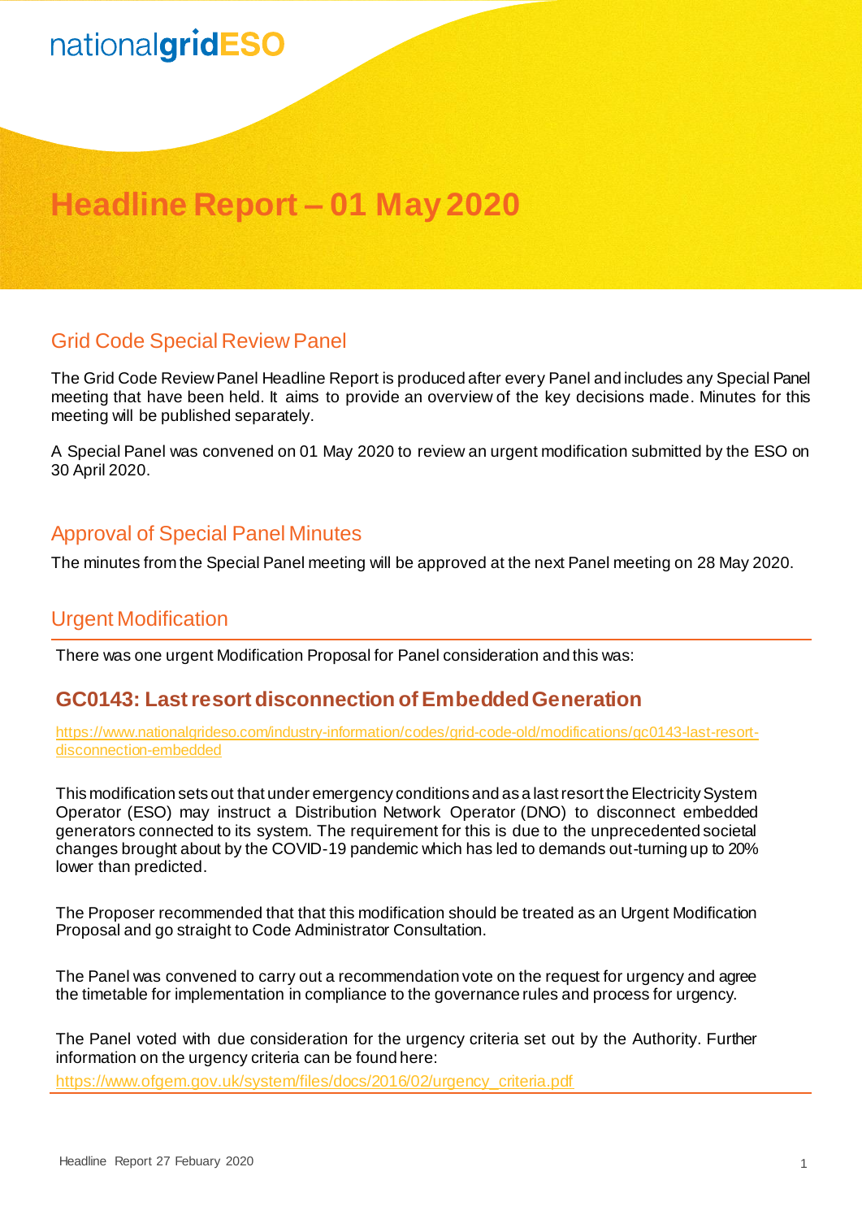nationalgridESO

# Headline Report – 01 May 2020

## Grid Code Special Review Panel

The Grid Code Review Panel Headline Report is produced after every Panel and includes any Special Panel meeting that have been held. It aims to provide an overview of the key decisions made. Minutes for this meeting will be published separately.

A Special Panel was convened on 01 May 2020 to review an urgent modification submitted by the ESO on 30 April 2020.

## Approval of Special Panel Minutes

The minutes from the Special Panel meeting will be approved at the next Panel meeting on 28 May 2020.

## Urgent Modification

There was one urgent Modification Proposal for Panel consideration and this was:

### GC0143: Last resort disconnection of Embedded Generation

https://www.nationalgrideso.com/industry-information/codes/grid-code-old/modifications/gc0143-last-resort-disconnection-embedded

This modification sets out that under emergency conditions and as a last resort the Electricity System Operator (ESO) may instruct a Distribution Network Operator (DNO) to disconnect embedded generators connected to its system. The requirement for this is due to the unprecedented societal changes brought about by the COVID-19 pandemic which has led to demands out-turning up to 20% lower than predicted.

The Proposer recommended that that this modification should be treated as an Urgent Modification Proposal and go straight to Code Administrator Consultation.

The Panel was convened to carry out a recommendation vote on the request for urgency and agree the timetable for implementation in compliance to the governance rules and process for urgency.

The Panel voted with due consideration for the urgency criteria set out by the Authority. Further information on the urgency criteria can be found here:

https://www.ofgem.gov.uk/system/files/docs/2016/02/urgency_criteria.pdf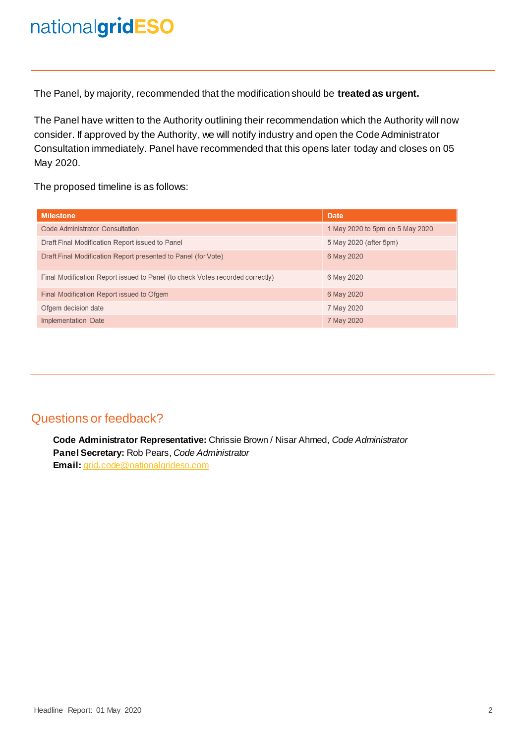The Panel, by majority, recommended that the modification should be **treated as urgent.**

The Panel have written to the Authority outlining their recommendation which the Authority will now consider. If approved by the Authority, we will notify industry and open the Code Administrator Consultation immediately. Panel have recommended that this opens later today and closes on 05 May 2020.

The proposed timeline is as follows:

| Milestone | Date |
|---|---|
| Code Administrator Consultation | 1 May 2020 to 5pm on 5 May 2020 |
| Draft Final Modification Report issued to Panel | 5 May 2020 (after 5pm) |
| Draft Final Modification Report presented to Panel (for Vote) | 6 May 2020 |
| Final Modification Report issued to Panel (to check Votes recorded correctly) | 6 May 2020 |
| Final Modification Report issued to Ofgem | 6 May 2020 |
| Ofgem decision date | 7 May 2020 |
| Implementation Date | 7 May 2020 |

## Questions or feedback?

**Code Administrator Representative:** Chrissie Brown / Nisar Ahmed, *Code Administrator*
**Panel Secretary:** Rob Pears, *Code Administrator*
**Email:** grid.code@nationalgrideso.com